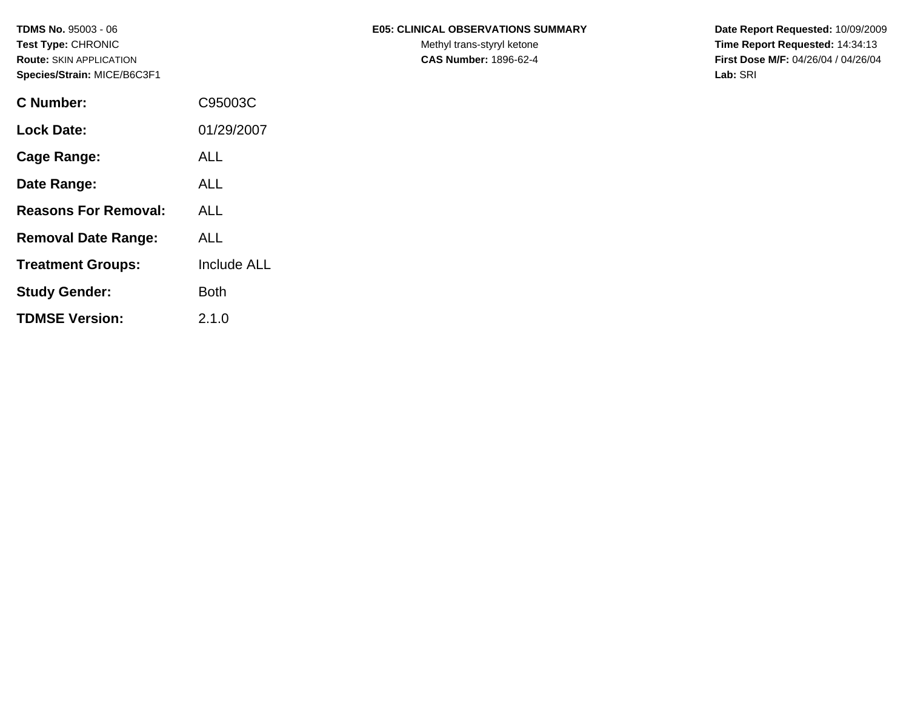**TDMS No.** 95003 - 06
**Test Type:** CHRONIC
**Route:** SKIN APPLICATION
**Species/Strain:** MICE/B6C3F1

**E05: CLINICAL OBSERVATIONS SUMMARY**
Methyl trans-styryl ketone
**CAS Number:** 1896-62-4

**Date Report Requested:** 10/09/2009
**Time Report Requested:** 14:34:13
**First Dose M/F:** 04/26/04 / 04/26/04
**Lab:** SRI

| | |
|---|---|
| **C Number:** | C95003C |
| **Lock Date:** | 01/29/2007 |
| **Cage Range:** | ALL |
| **Date Range:** | ALL |
| **Reasons For Removal:** | ALL |
| **Removal Date Range:** | ALL |
| **Treatment Groups:** | Include ALL |
| **Study Gender:** | Both |
| **TDMSE Version:** | 2.1.0 |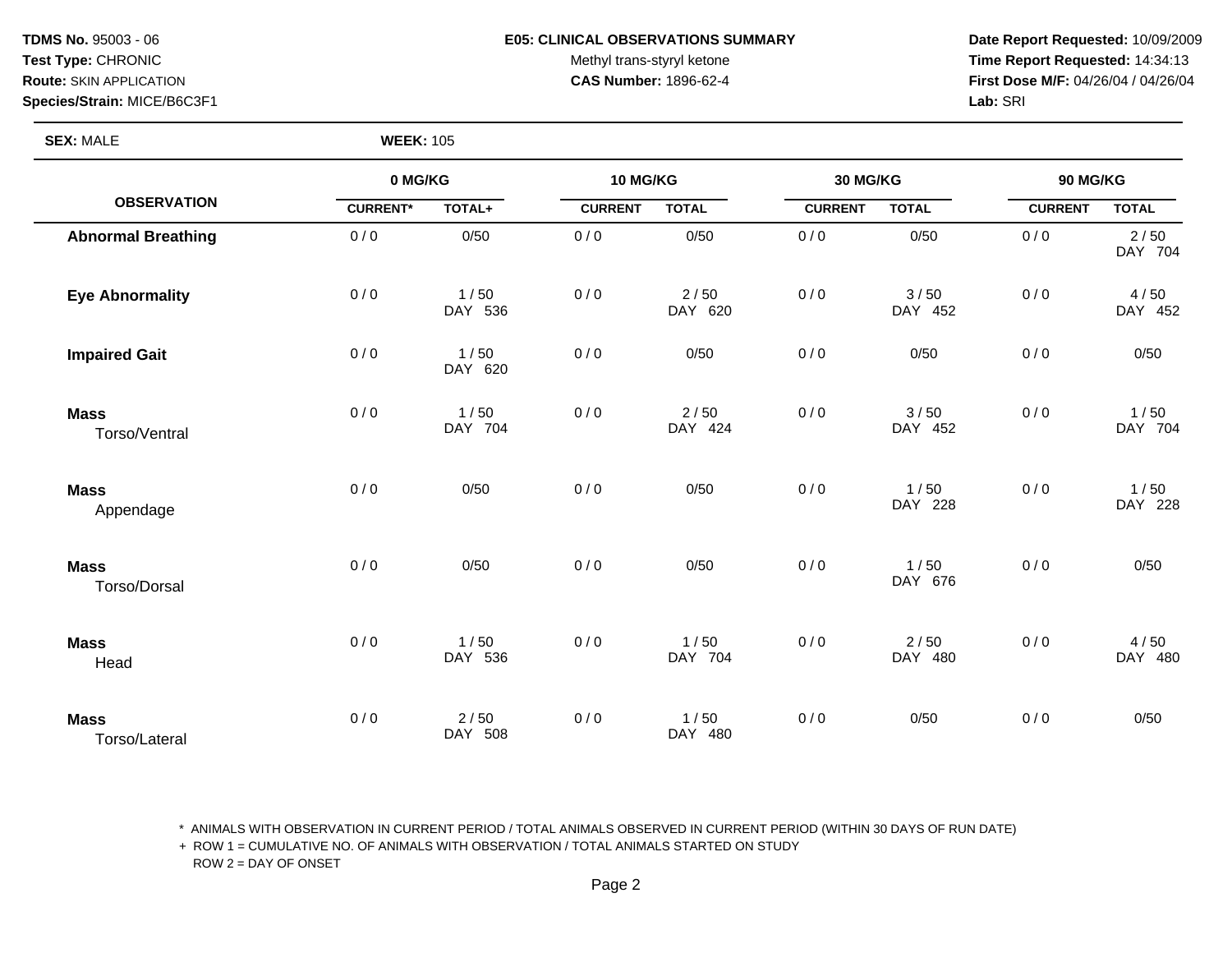**TDMS No.** 95003 - 06
**Test Type:** CHRONIC
**Route:** SKIN APPLICATION
**Species/Strain:** MICE/B6C3F1

**E05: CLINICAL OBSERVATIONS SUMMARY**
Methyl trans-styryl ketone
**CAS Number:** 1896-62-4

**Date Report Requested:** 10/09/2009
**Time Report Requested:** 14:34:13
**First Dose M/F:** 04/26/04 / 04/26/04
**Lab:** SRI

**SEX:** MALE **WEEK:** 105

| OBSERVATION | 0 MG/KG | | 10 MG/KG | | 30 MG/KG | | 90 MG/KG | |
|---|---|---|---|---|---|---|---|---|
| | CURRENT* | TOTAL+ | CURRENT | TOTAL | CURRENT | TOTAL | CURRENT | TOTAL |
| **Abnormal Breathing** | 0 / 0 | 0/50 | 0 / 0 | 0/50 | 0 / 0 | 0/50 | 0 / 0 | 2 / 50 DAY 704 |
| **Eye Abnormality** | 0 / 0 | 1 / 50 DAY 536 | 0 / 0 | 2 / 50 DAY 620 | 0 / 0 | 3 / 50 DAY 452 | 0 / 0 | 4 / 50 DAY 452 |
| **Impaired Gait** | 0 / 0 | 1 / 50 DAY 620 | 0 / 0 | 0/50 | 0 / 0 | 0/50 | 0 / 0 | 0/50 |
| **Mass** Torso/Ventral | 0 / 0 | 1 / 50 DAY 704 | 0 / 0 | 2 / 50 DAY 424 | 0 / 0 | 3 / 50 DAY 452 | 0 / 0 | 1 / 50 DAY 704 |
| **Mass** Appendage | 0 / 0 | 0/50 | 0 / 0 | 0/50 | 0 / 0 | 1 / 50 DAY 228 | 0 / 0 | 1 / 50 DAY 228 |
| **Mass** Torso/Dorsal | 0 / 0 | 0/50 | 0 / 0 | 0/50 | 0 / 0 | 1 / 50 DAY 676 | 0 / 0 | 0/50 |
| **Mass** Head | 0 / 0 | 1 / 50 DAY 536 | 0 / 0 | 1 / 50 DAY 704 | 0 / 0 | 2 / 50 DAY 480 | 0 / 0 | 4 / 50 DAY 480 |
| **Mass** Torso/Lateral | 0 / 0 | 2 / 50 DAY 508 | 0 / 0 | 1 / 50 DAY 480 | 0 / 0 | 0/50 | 0 / 0 | 0/50 |

* ANIMALS WITH OBSERVATION IN CURRENT PERIOD / TOTAL ANIMALS OBSERVED IN CURRENT PERIOD (WITHIN 30 DAYS OF RUN DATE)
+ ROW 1 = CUMULATIVE NO. OF ANIMALS WITH OBSERVATION / TOTAL ANIMALS STARTED ON STUDY
ROW 2 = DAY OF ONSET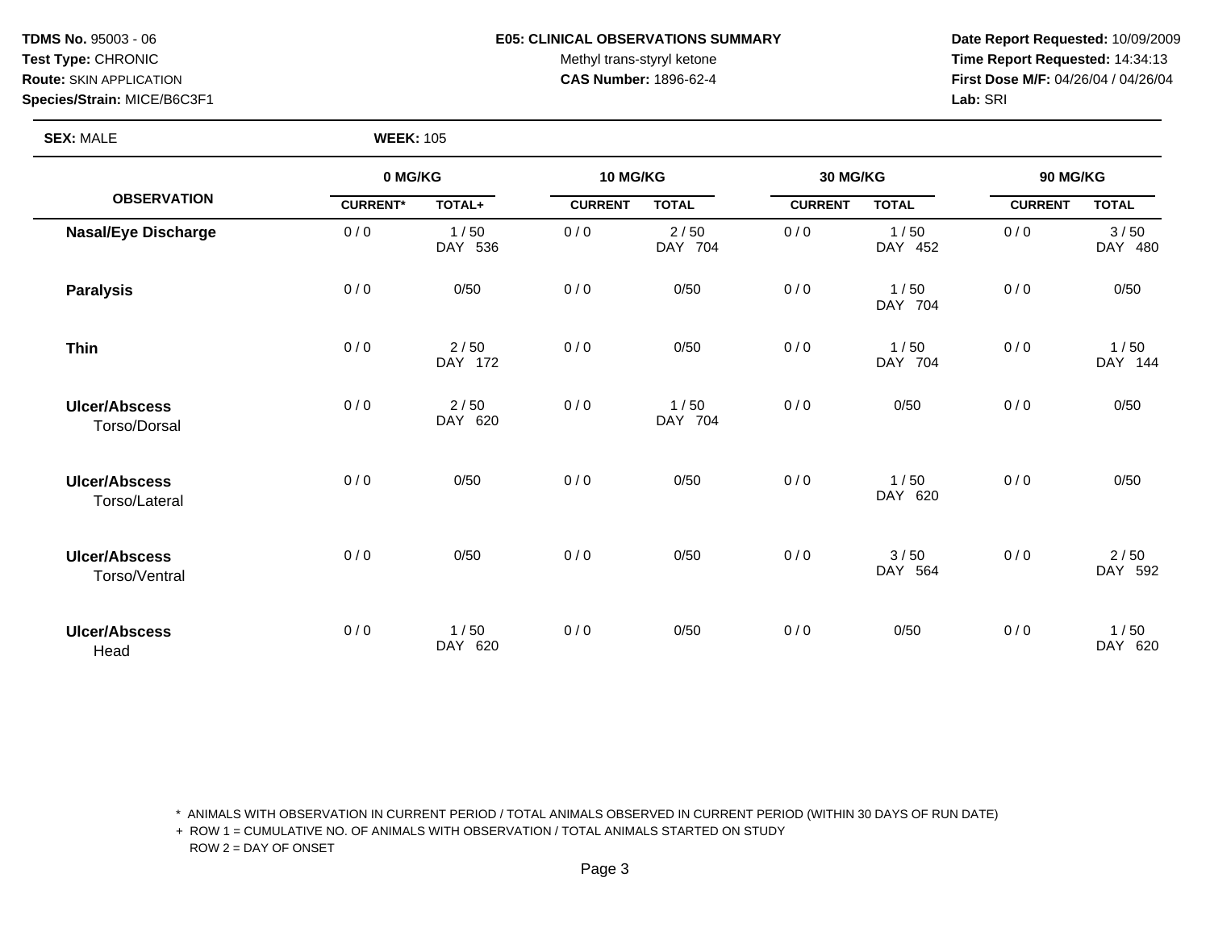**TDMS No.** 95003 - 06
**Test Type:** CHRONIC
**Route:** SKIN APPLICATION
**Species/Strain:** MICE/B6C3F1

**E05: CLINICAL OBSERVATIONS SUMMARY**
Methyl trans-styryl ketone
**CAS Number:** 1896-62-4

**Date Report Requested:** 10/09/2009
**Time Report Requested:** 14:34:13
**First Dose M/F:** 04/26/04 / 04/26/04
**Lab:** SRI

**SEX:** MALE **WEEK:** 105

| OBSERVATION | 0 MG/KG | | 10 MG/KG | | 30 MG/KG | | 90 MG/KG | |
|---|---|---|---|---|---|---|---|---|
| | CURRENT* | TOTAL+ | CURRENT | TOTAL | CURRENT | TOTAL | CURRENT | TOTAL |
| **Nasal/Eye Discharge** | 0 / 0 | 1 / 50<br>DAY 536 | 0 / 0 | 2 / 50<br>DAY 704 | 0 / 0 | 1 / 50<br>DAY 452 | 0 / 0 | 3 / 50<br>DAY 480 |
| **Paralysis** | 0 / 0 | 0/50 | 0 / 0 | 0/50 | 0 / 0 | 1 / 50<br>DAY 704 | 0 / 0 | 0/50 |
| **Thin** | 0 / 0 | 2 / 50<br>DAY 172 | 0 / 0 | 0/50 | 0 / 0 | 1 / 50<br>DAY 704 | 0 / 0 | 1 / 50<br>DAY 144 |
| **Ulcer/Abscess**<br>Torso/Dorsal | 0 / 0 | 2 / 50<br>DAY 620 | 0 / 0 | 1 / 50<br>DAY 704 | 0 / 0 | 0/50 | 0 / 0 | 0/50 |
| **Ulcer/Abscess**<br>Torso/Lateral | 0 / 0 | 0/50 | 0 / 0 | 0/50 | 0 / 0 | 1 / 50<br>DAY 620 | 0 / 0 | 0/50 |
| **Ulcer/Abscess**<br>Torso/Ventral | 0 / 0 | 0/50 | 0 / 0 | 0/50 | 0 / 0 | 3 / 50<br>DAY 564 | 0 / 0 | 2 / 50<br>DAY 592 |
| **Ulcer/Abscess**<br>Head | 0 / 0 | 1 / 50<br>DAY 620 | 0 / 0 | 0/50 | 0 / 0 | 0/50 | 0 / 0 | 1 / 50<br>DAY 620 |

\* ANIMALS WITH OBSERVATION IN CURRENT PERIOD / TOTAL ANIMALS OBSERVED IN CURRENT PERIOD (WITHIN 30 DAYS OF RUN DATE)
\+ ROW 1 = CUMULATIVE NO. OF ANIMALS WITH OBSERVATION / TOTAL ANIMALS STARTED ON STUDY
ROW 2 = DAY OF ONSET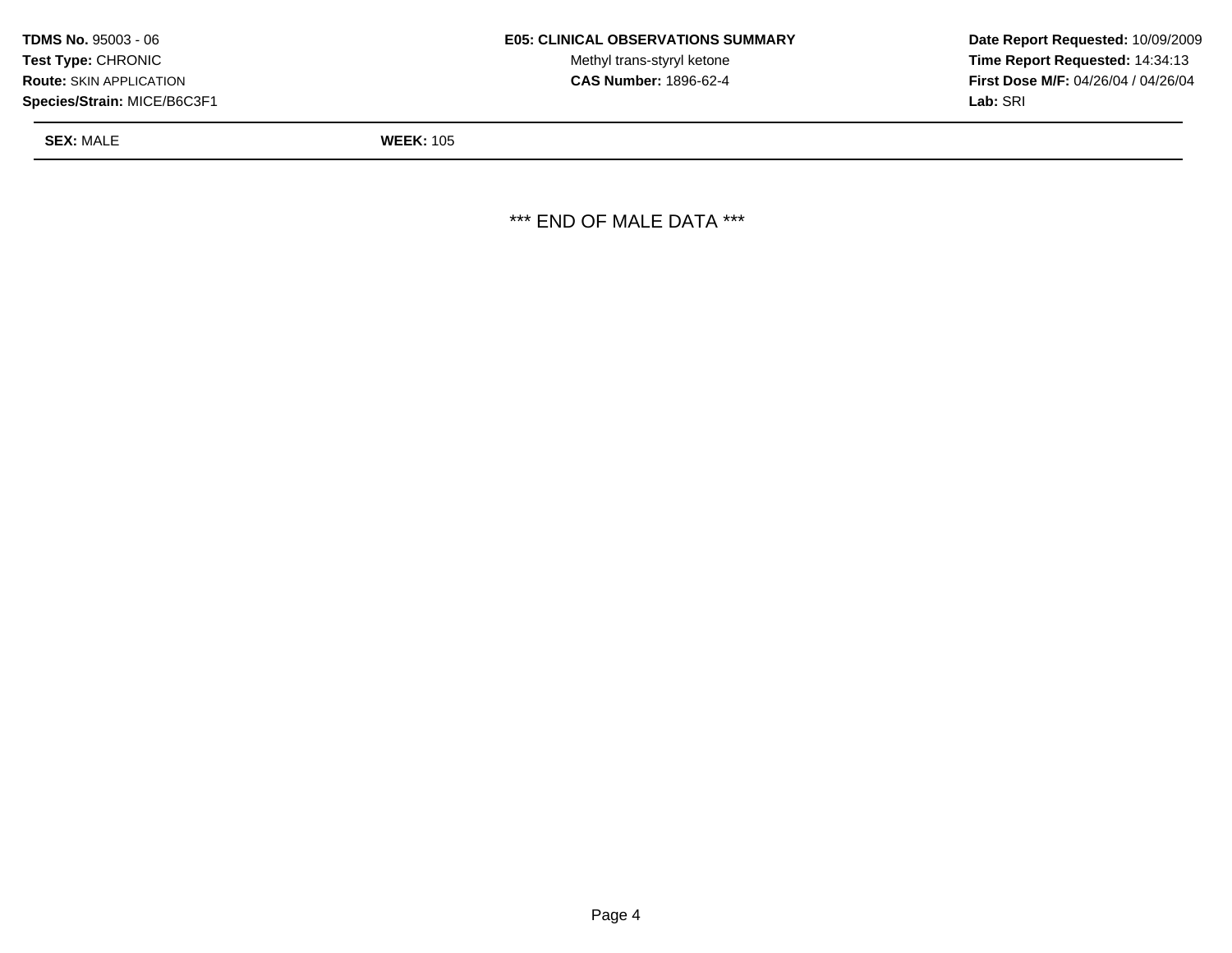**TDMS No.** 95003 - 06
**Test Type:** CHRONIC
**Route:** SKIN APPLICATION
**Species/Strain:** MICE/B6C3F1

**E05: CLINICAL OBSERVATIONS SUMMARY**
Methyl trans-styryl ketone
**CAS Number:** 1896-62-4

**Date Report Requested:** 10/09/2009
**Time Report Requested:** 14:34:13
**First Dose M/F:** 04/26/04 / 04/26/04
**Lab:** SRI

**SEX:** MALE **WEEK:** 105

*** END OF MALE DATA ***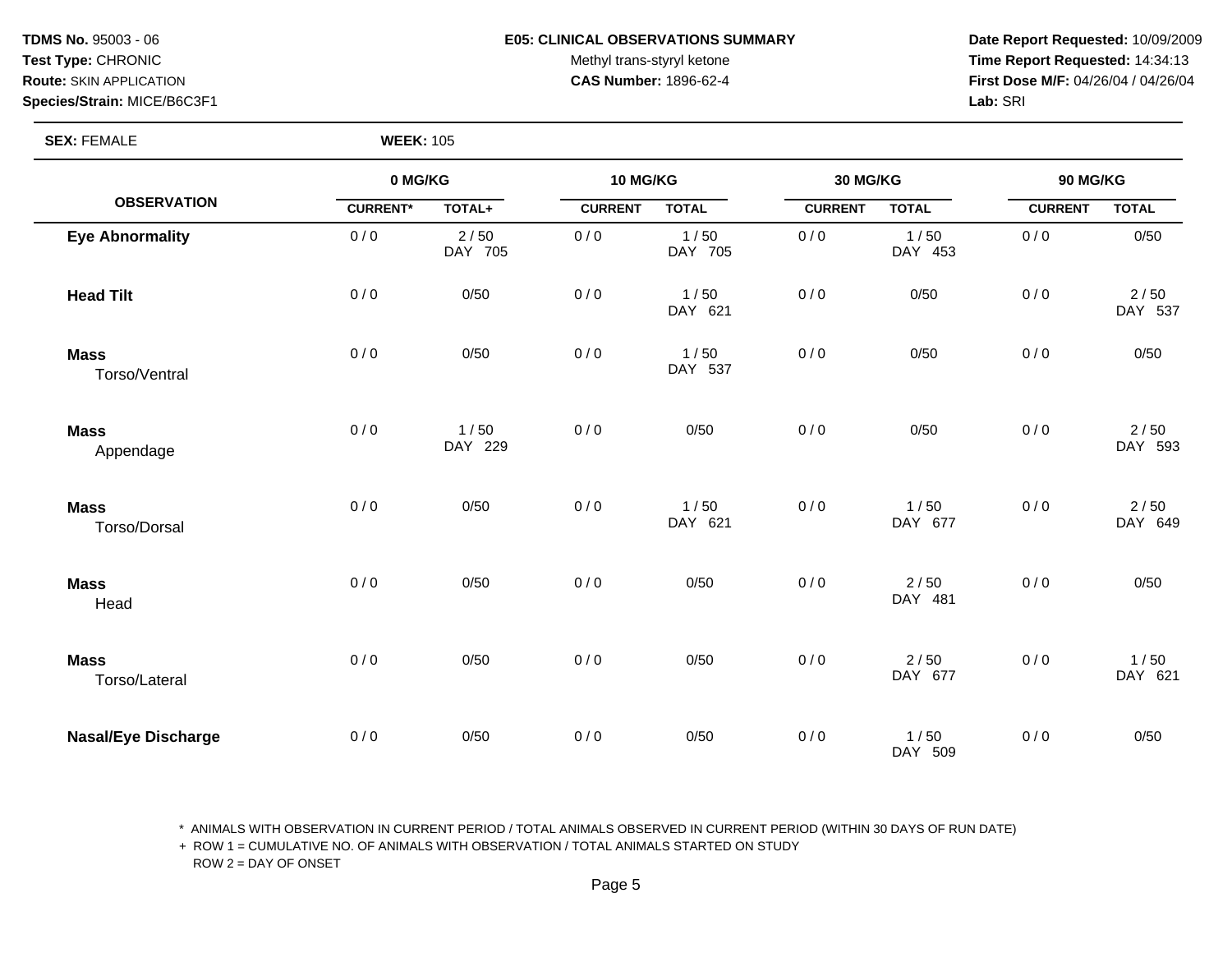**TDMS No.** 95003 - 06
**Test Type:** CHRONIC
**Route:** SKIN APPLICATION
**Species/Strain:** MICE/B6C3F1

**E05: CLINICAL OBSERVATIONS SUMMARY**
Methyl trans-styryl ketone
**CAS Number:** 1896-62-4

**Date Report Requested:** 10/09/2009
**Time Report Requested:** 14:34:13
**First Dose M/F:** 04/26/04 / 04/26/04
**Lab:** SRI

**SEX:** FEMALE **WEEK:** 105

| OBSERVATION | 0 MG/KG | | 10 MG/KG | | 30 MG/KG | | 90 MG/KG | |
|---|---|---|---|---|---|---|---|---|
| | CURRENT* | TOTAL+ | CURRENT | TOTAL | CURRENT | TOTAL | CURRENT | TOTAL |
| **Eye Abnormality** | 0 / 0 | 2 / 50<br>DAY 705 | 0 / 0 | 1 / 50<br>DAY 705 | 0 / 0 | 1 / 50<br>DAY 453 | 0 / 0 | 0/50 |
| **Head Tilt** | 0 / 0 | 0/50 | 0 / 0 | 1 / 50<br>DAY 621 | 0 / 0 | 0/50 | 0 / 0 | 2 / 50<br>DAY 537 |
| **Mass**<br>Torso/Ventral | 0 / 0 | 0/50 | 0 / 0 | 1 / 50<br>DAY 537 | 0 / 0 | 0/50 | 0 / 0 | 0/50 |
| **Mass**<br>Appendage | 0 / 0 | 1 / 50<br>DAY 229 | 0 / 0 | 0/50 | 0 / 0 | 0/50 | 0 / 0 | 2 / 50<br>DAY 593 |
| **Mass**<br>Torso/Dorsal | 0 / 0 | 0/50 | 0 / 0 | 1 / 50<br>DAY 621 | 0 / 0 | 1 / 50<br>DAY 677 | 0 / 0 | 2 / 50<br>DAY 649 |
| **Mass**<br>Head | 0 / 0 | 0/50 | 0 / 0 | 0/50 | 0 / 0 | 2 / 50<br>DAY 481 | 0 / 0 | 0/50 |
| **Mass**<br>Torso/Lateral | 0 / 0 | 0/50 | 0 / 0 | 0/50 | 0 / 0 | 2 / 50<br>DAY 677 | 0 / 0 | 1 / 50<br>DAY 621 |
| **Nasal/Eye Discharge** | 0 / 0 | 0/50 | 0 / 0 | 0/50 | 0 / 0 | 1 / 50<br>DAY 509 | 0 / 0 | 0/50 |

\* ANIMALS WITH OBSERVATION IN CURRENT PERIOD / TOTAL ANIMALS OBSERVED IN CURRENT PERIOD (WITHIN 30 DAYS OF RUN DATE)
+ ROW 1 = CUMULATIVE NO. OF ANIMALS WITH OBSERVATION / TOTAL ANIMALS STARTED ON STUDY
ROW 2 = DAY OF ONSET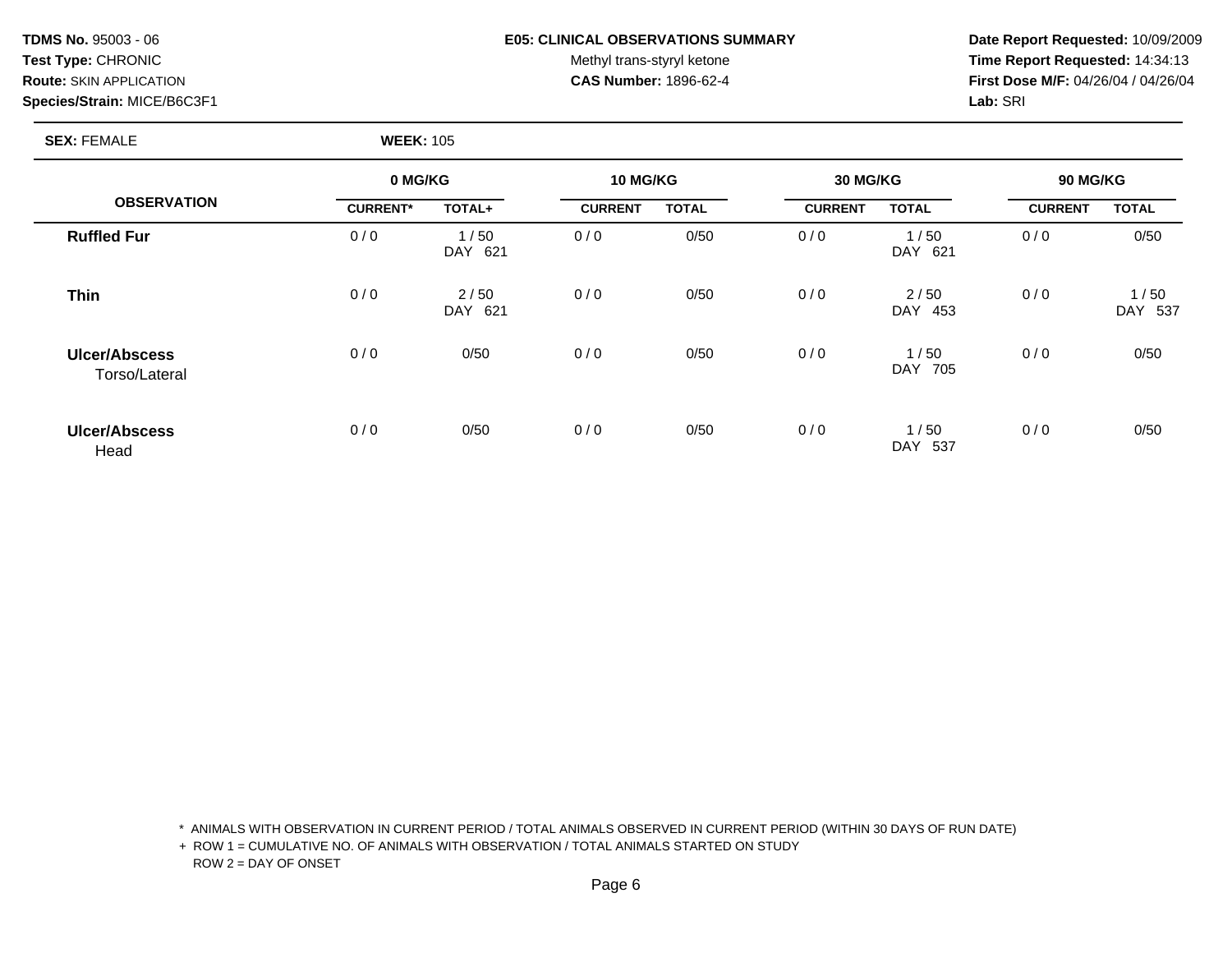**TDMS No.** 95003 - 06
**Test Type:** CHRONIC
**Route:** SKIN APPLICATION
**Species/Strain:** MICE/B6C3F1

**E05: CLINICAL OBSERVATIONS SUMMARY**
Methyl trans-styryl ketone
**CAS Number:** 1896-62-4

**Date Report Requested:** 10/09/2009
**Time Report Requested:** 14:34:13
**First Dose M/F:** 04/26/04 / 04/26/04
**Lab:** SRI

**SEX:** FEMALE **WEEK:** 105

| OBSERVATION | 0 MG/KG | | 10 MG/KG | | 30 MG/KG | | 90 MG/KG | |
|---|---|---|---|---|---|---|---|---|
| | CURRENT* | TOTAL+ | CURRENT | TOTAL | CURRENT | TOTAL | CURRENT | TOTAL |
| **Ruffled Fur** | 0 / 0 | 1 / 50<br>DAY 621 | 0 / 0 | 0/50 | 0 / 0 | 1 / 50<br>DAY 621 | 0 / 0 | 0/50 |
| **Thin** | 0 / 0 | 2 / 50<br>DAY 621 | 0 / 0 | 0/50 | 0 / 0 | 2 / 50<br>DAY 453 | 0 / 0 | 1 / 50<br>DAY 537 |
| **Ulcer/Abscess**<br>Torso/Lateral | 0 / 0 | 0/50 | 0 / 0 | 0/50 | 0 / 0 | 1 / 50<br>DAY 705 | 0 / 0 | 0/50 |
| **Ulcer/Abscess**<br>Head | 0 / 0 | 0/50 | 0 / 0 | 0/50 | 0 / 0 | 1 / 50<br>DAY 537 | 0 / 0 | 0/50 |

\* ANIMALS WITH OBSERVATION IN CURRENT PERIOD / TOTAL ANIMALS OBSERVED IN CURRENT PERIOD (WITHIN 30 DAYS OF RUN DATE)
\+ ROW 1 = CUMULATIVE NO. OF ANIMALS WITH OBSERVATION / TOTAL ANIMALS STARTED ON STUDY
ROW 2 = DAY OF ONSET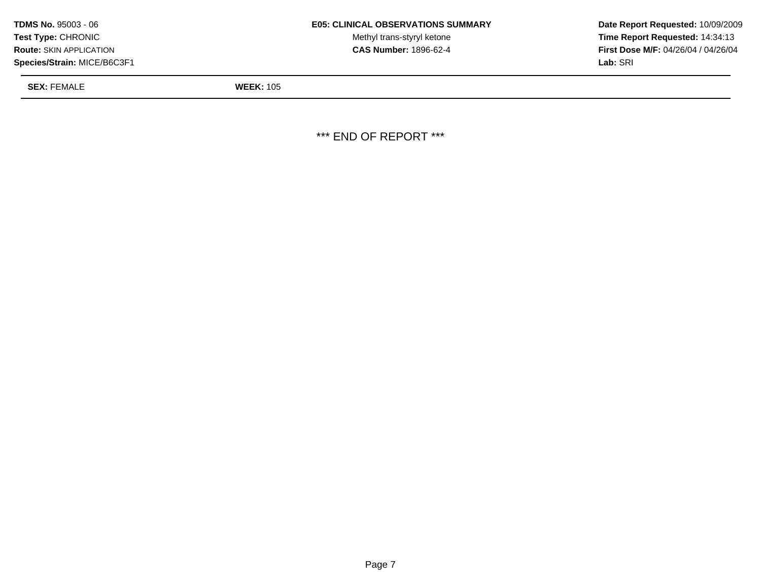**TDMS No.** 95003 - 06
**Test Type:** CHRONIC
**Route:** SKIN APPLICATION
**Species/Strain:** MICE/B6C3F1

**E05: CLINICAL OBSERVATIONS SUMMARY**
Methyl trans-styryl ketone
**CAS Number:** 1896-62-4

**Date Report Requested:** 10/09/2009
**Time Report Requested:** 14:34:13
**First Dose M/F:** 04/26/04 / 04/26/04
**Lab:** SRI

**SEX:** FEMALE **WEEK:** 105

*** END OF REPORT ***